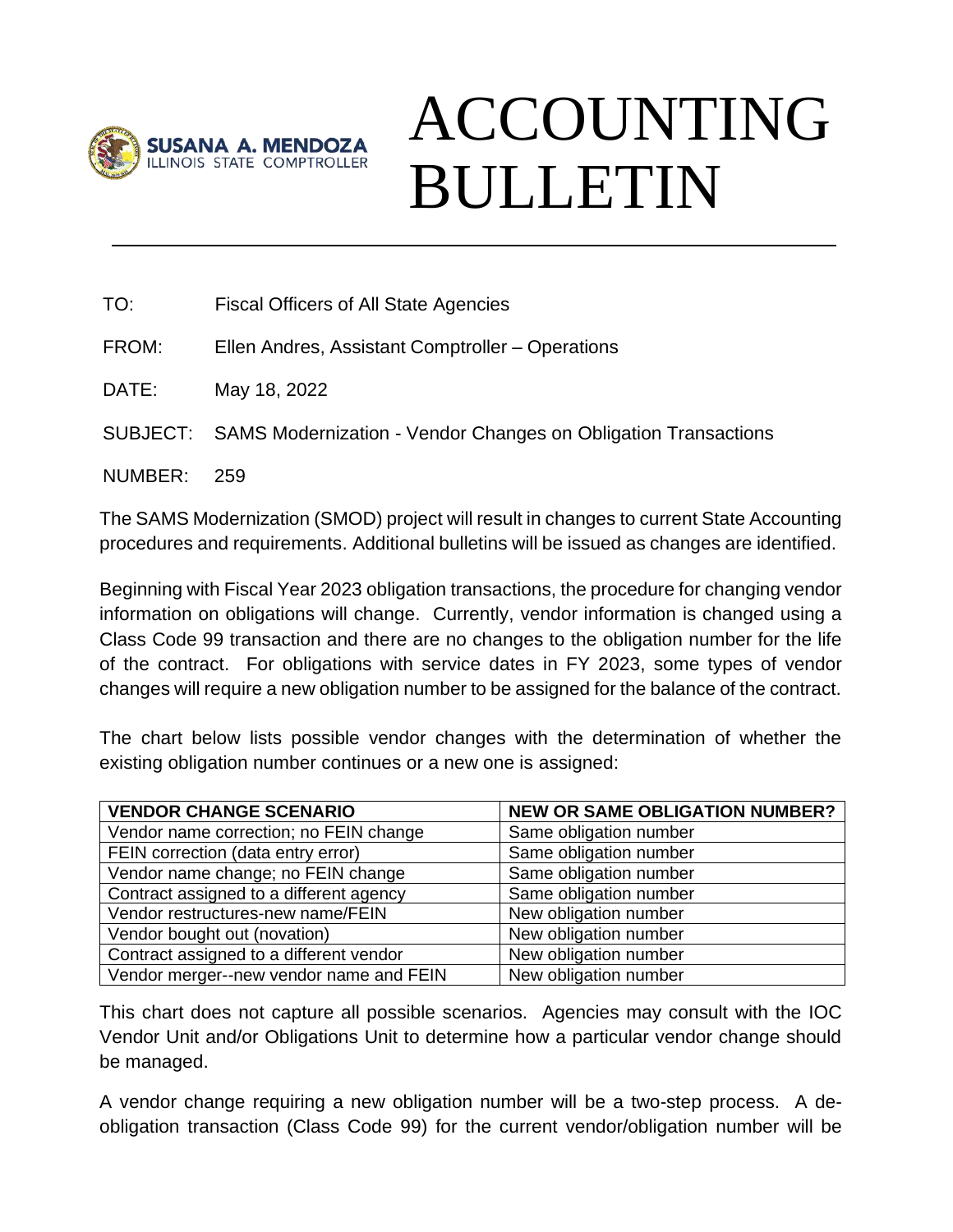SUSANA A. MENDOZA
ILLINOIS STATE COMPTROLLER

# ACCOUNTING BULLETIN

TO: Fiscal Officers of All State Agencies

FROM: Ellen Andres, Assistant Comptroller – Operations

DATE: May 18, 2022

SUBJECT: SAMS Modernization - Vendor Changes on Obligation Transactions

NUMBER: 259

The SAMS Modernization (SMOD) project will result in changes to current State Accounting procedures and requirements. Additional bulletins will be issued as changes are identified.

Beginning with Fiscal Year 2023 obligation transactions, the procedure for changing vendor information on obligations will change. Currently, vendor information is changed using a Class Code 99 transaction and there are no changes to the obligation number for the life of the contract. For obligations with service dates in FY 2023, some types of vendor changes will require a new obligation number to be assigned for the balance of the contract.

The chart below lists possible vendor changes with the determination of whether the existing obligation number continues or a new one is assigned:

| VENDOR CHANGE SCENARIO | NEW OR SAME OBLIGATION NUMBER? |
|---|---|
| Vendor name correction; no FEIN change | Same obligation number |
| FEIN correction (data entry error) | Same obligation number |
| Vendor name change; no FEIN change | Same obligation number |
| Contract assigned to a different agency | Same obligation number |
| Vendor restructures-new name/FEIN | New obligation number |
| Vendor bought out (novation) | New obligation number |
| Contract assigned to a different vendor | New obligation number |
| Vendor merger--new vendor name and FEIN | New obligation number |

This chart does not capture all possible scenarios. Agencies may consult with the IOC Vendor Unit and/or Obligations Unit to determine how a particular vendor change should be managed.

A vendor change requiring a new obligation number will be a two-step process. A de-obligation transaction (Class Code 99) for the current vendor/obligation number will be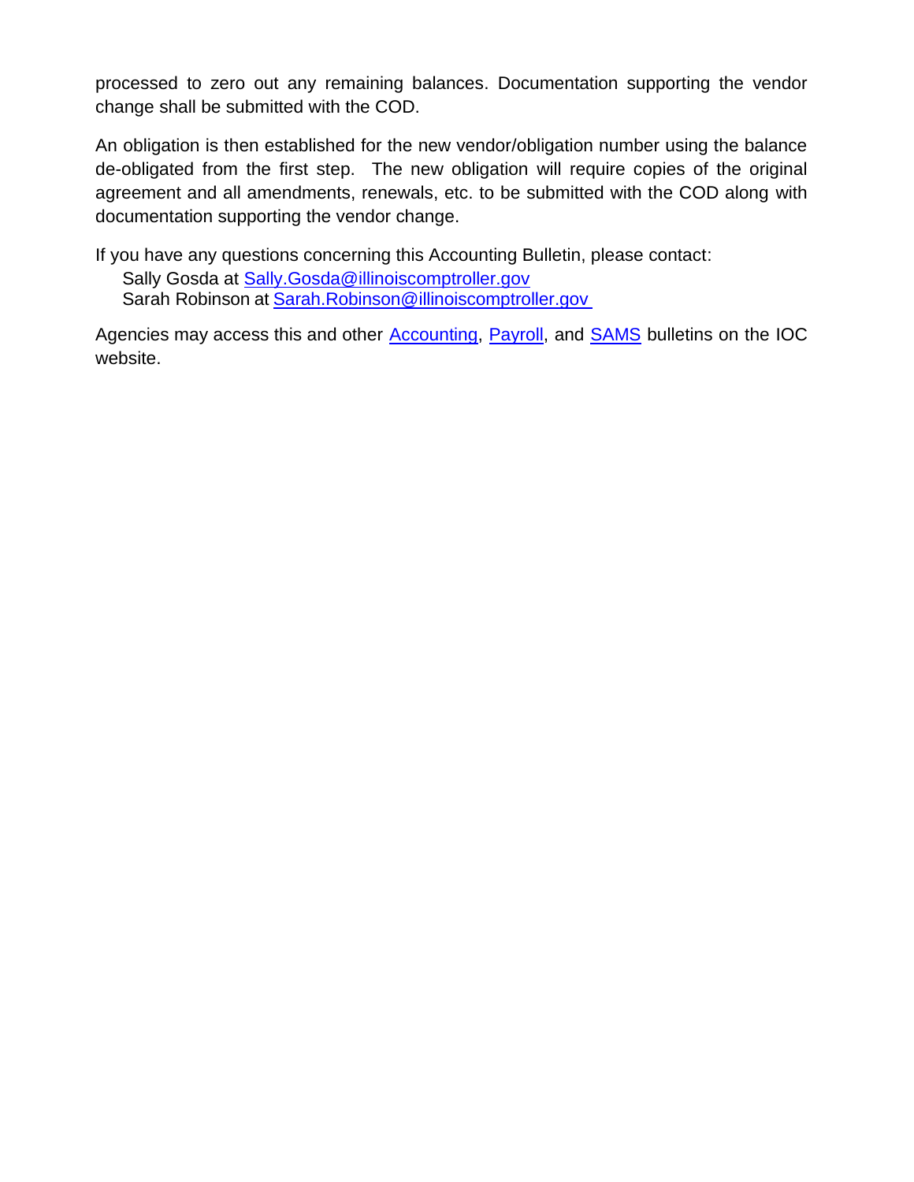processed to zero out any remaining balances. Documentation supporting the vendor change shall be submitted with the COD.

An obligation is then established for the new vendor/obligation number using the balance de-obligated from the first step. The new obligation will require copies of the original agreement and all amendments, renewals, etc. to be submitted with the COD along with documentation supporting the vendor change.

If you have any questions concerning this Accounting Bulletin, please contact:
Sally Gosda at Sally.Gosda@illinoiscomptroller.gov
Sarah Robinson at Sarah.Robinson@illinoiscomptroller.gov

Agencies may access this and other Accounting, Payroll, and SAMS bulletins on the IOC website.